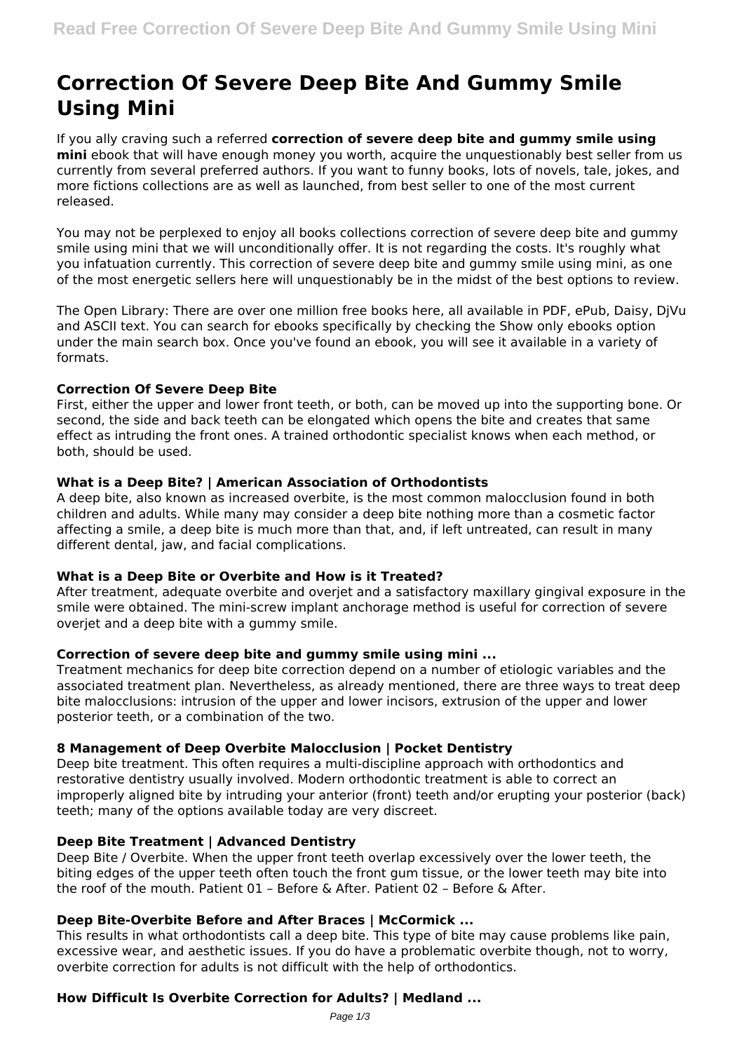# Correction Of Severe Deep Bite And Gummy Smile Using Mini

If you ally craving such a referred **correction of severe deep bite and gummy smile using mini** ebook that will have enough money you worth, acquire the unquestionably best seller from us currently from several preferred authors. If you want to funny books, lots of novels, tale, jokes, and more fictions collections are as well as launched, from best seller to one of the most current released.

You may not be perplexed to enjoy all books collections correction of severe deep bite and gummy smile using mini that we will unconditionally offer. It is not regarding the costs. It's roughly what you infatuation currently. This correction of severe deep bite and gummy smile using mini, as one of the most energetic sellers here will unquestionably be in the midst of the best options to review.

The Open Library: There are over one million free books here, all available in PDF, ePub, Daisy, DjVu and ASCII text. You can search for ebooks specifically by checking the Show only ebooks option under the main search box. Once you've found an ebook, you will see it available in a variety of formats.

### Correction Of Severe Deep Bite

First, either the upper and lower front teeth, or both, can be moved up into the supporting bone. Or second, the side and back teeth can be elongated which opens the bite and creates that same effect as intruding the front ones. A trained orthodontic specialist knows when each method, or both, should be used.

### What is a Deep Bite? | American Association of Orthodontists

A deep bite, also known as increased overbite, is the most common malocclusion found in both children and adults. While many may consider a deep bite nothing more than a cosmetic factor affecting a smile, a deep bite is much more than that, and, if left untreated, can result in many different dental, jaw, and facial complications.

### What is a Deep Bite or Overbite and How is it Treated?

After treatment, adequate overbite and overjet and a satisfactory maxillary gingival exposure in the smile were obtained. The mini-screw implant anchorage method is useful for correction of severe overjet and a deep bite with a gummy smile.

### Correction of severe deep bite and gummy smile using mini ...

Treatment mechanics for deep bite correction depend on a number of etiologic variables and the associated treatment plan. Nevertheless, as already mentioned, there are three ways to treat deep bite malocclusions: intrusion of the upper and lower incisors, extrusion of the upper and lower posterior teeth, or a combination of the two.

### 8 Management of Deep Overbite Malocclusion | Pocket Dentistry

Deep bite treatment. This often requires a multi-discipline approach with orthodontics and restorative dentistry usually involved. Modern orthodontic treatment is able to correct an improperly aligned bite by intruding your anterior (front) teeth and/or erupting your posterior (back) teeth; many of the options available today are very discreet.

### Deep Bite Treatment | Advanced Dentistry

Deep Bite / Overbite. When the upper front teeth overlap excessively over the lower teeth, the biting edges of the upper teeth often touch the front gum tissue, or the lower teeth may bite into the roof of the mouth. Patient 01 – Before & After. Patient 02 – Before & After.

### Deep Bite-Overbite Before and After Braces | McCormick ...

This results in what orthodontists call a deep bite. This type of bite may cause problems like pain, excessive wear, and aesthetic issues. If you do have a problematic overbite though, not to worry, overbite correction for adults is not difficult with the help of orthodontics.

### How Difficult Is Overbite Correction for Adults? | Medland ...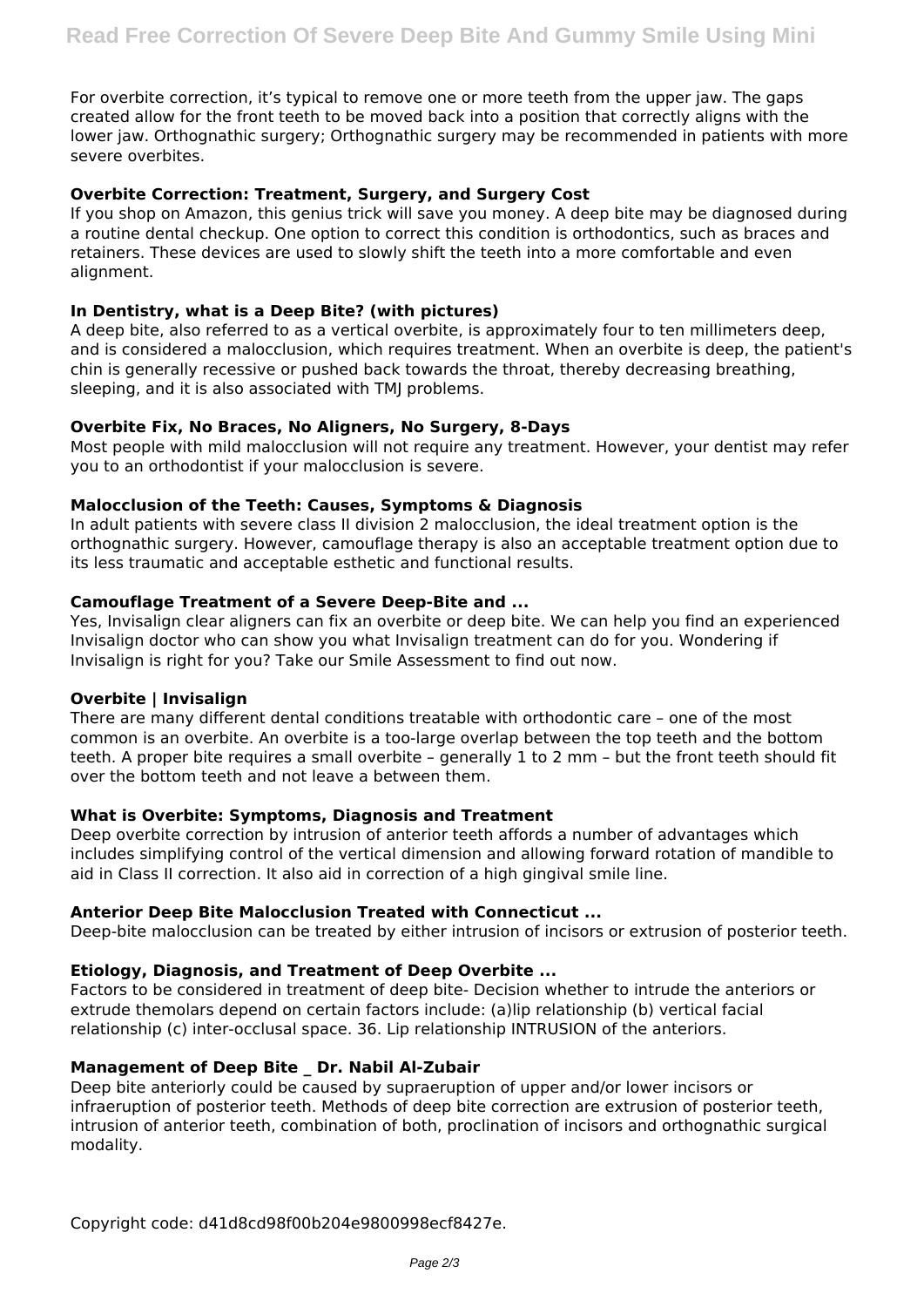For overbite correction, it's typical to remove one or more teeth from the upper jaw. The gaps created allow for the front teeth to be moved back into a position that correctly aligns with the lower jaw. Orthognathic surgery; Orthognathic surgery may be recommended in patients with more severe overbites.

**Overbite Correction: Treatment, Surgery, and Surgery Cost**

If you shop on Amazon, this genius trick will save you money. A deep bite may be diagnosed during a routine dental checkup. One option to correct this condition is orthodontics, such as braces and retainers. These devices are used to slowly shift the teeth into a more comfortable and even alignment.

**In Dentistry, what is a Deep Bite? (with pictures)**

A deep bite, also referred to as a vertical overbite, is approximately four to ten millimeters deep, and is considered a malocclusion, which requires treatment. When an overbite is deep, the patient's chin is generally recessive or pushed back towards the throat, thereby decreasing breathing, sleeping, and it is also associated with TMJ problems.

**Overbite Fix, No Braces, No Aligners, No Surgery, 8-Days**

Most people with mild malocclusion will not require any treatment. However, your dentist may refer you to an orthodontist if your malocclusion is severe.

**Malocclusion of the Teeth: Causes, Symptoms & Diagnosis**

In adult patients with severe class II division 2 malocclusion, the ideal treatment option is the orthognathic surgery. However, camouflage therapy is also an acceptable treatment option due to its less traumatic and acceptable esthetic and functional results.

**Camouflage Treatment of a Severe Deep-Bite and ...**

Yes, Invisalign clear aligners can fix an overbite or deep bite. We can help you find an experienced Invisalign doctor who can show you what Invisalign treatment can do for you. Wondering if Invisalign is right for you? Take our Smile Assessment to find out now.

**Overbite | Invisalign**

There are many different dental conditions treatable with orthodontic care – one of the most common is an overbite. An overbite is a too-large overlap between the top teeth and the bottom teeth. A proper bite requires a small overbite – generally 1 to 2 mm – but the front teeth should fit over the bottom teeth and not leave a between them.

**What is Overbite: Symptoms, Diagnosis and Treatment**

Deep overbite correction by intrusion of anterior teeth affords a number of advantages which includes simplifying control of the vertical dimension and allowing forward rotation of mandible to aid in Class II correction. It also aid in correction of a high gingival smile line.

**Anterior Deep Bite Malocclusion Treated with Connecticut ...**

Deep-bite malocclusion can be treated by either intrusion of incisors or extrusion of posterior teeth.

**Etiology, Diagnosis, and Treatment of Deep Overbite ...**

Factors to be considered in treatment of deep bite- Decision whether to intrude the anteriors or extrude themolars depend on certain factors include: (a)lip relationship (b) vertical facial relationship (c) inter-occlusal space. 36. Lip relationship INTRUSION of the anteriors.

**Management of Deep Bite _ Dr. Nabil Al-Zubair**

Deep bite anteriorly could be caused by supraeruption of upper and/or lower incisors or infraeruption of posterior teeth. Methods of deep bite correction are extrusion of posterior teeth, intrusion of anterior teeth, combination of both, proclination of incisors and orthognathic surgical modality.

Copyright code: d41d8cd98f00b204e9800998ecf8427e.